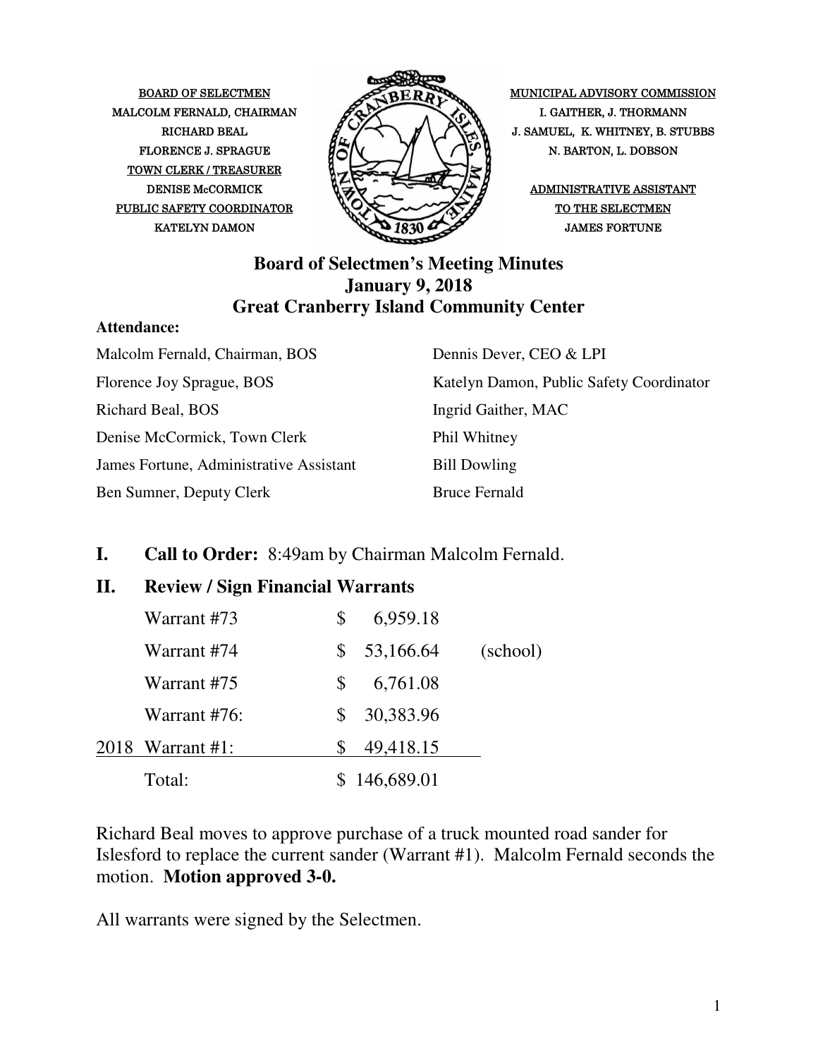BOARD OF SELECTMEN
MALCOLM FERNALD, CHAIRMAN
RICHARD BEAL
FLORENCE J. SPRAGUE

TOWN CLERK / TREASURER
DENISE McCORMICK

PUBLIC SAFETY COORDINATOR
KATELYN DAMON

MUNICIPAL ADVISORY COMMISSION
I. GAITHER, J. THORMANN
J. SAMUEL, K. WHITNEY, B. STUBBS
N. BARTON, L. DOBSON

ADMINISTRATIVE ASSISTANT TO THE SELECTMEN
JAMES FORTUNE

# Board of Selectmen's Meeting Minutes
## January 9, 2018
## Great Cranberry Island Community Center

**Attendance:**

| | |
|---|---|
| Malcolm Fernald, Chairman, BOS | Dennis Dever, CEO & LPI |
| Florence Joy Sprague, BOS | Katelyn Damon, Public Safety Coordinator |
| Richard Beal, BOS | Ingrid Gaither, MAC |
| Denise McCormick, Town Clerk | Phil Whitney |
| James Fortune, Administrative Assistant | Bill Dowling |
| Ben Sumner, Deputy Clerk | Bruce Fernald |

## I. Call to Order: 8:49am by Chairman Malcolm Fernald.

## II. Review / Sign Financial Warrants

| | | |
|---|---|---|
| Warrant #73 | $ 6,959.18 | |
| Warrant #74 | $ 53,166.64 | (school) |
| Warrant #75 | $ 6,761.08 | |
| Warrant #76: | $ 30,383.96 | |
| 2018 Warrant #1: | $ 49,418.15 | |
| Total: | $ 146,689.01 | |

Richard Beal moves to approve purchase of a truck mounted road sander for Islesford to replace the current sander (Warrant #1). Malcolm Fernald seconds the motion. **Motion approved 3-0.**

All warrants were signed by the Selectmen.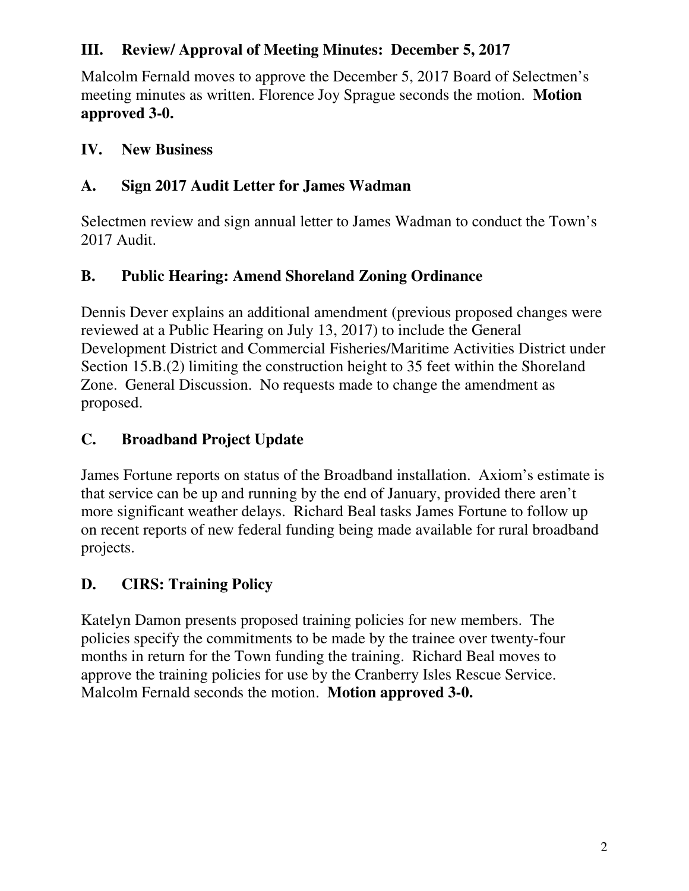## III. Review/ Approval of Meeting Minutes: December 5, 2017

Malcolm Fernald moves to approve the December 5, 2017 Board of Selectmen's meeting minutes as written. Florence Joy Sprague seconds the motion. **Motion approved 3-0.**

## IV. New Business

### A. Sign 2017 Audit Letter for James Wadman

Selectmen review and sign annual letter to James Wadman to conduct the Town's 2017 Audit.

### B. Public Hearing: Amend Shoreland Zoning Ordinance

Dennis Dever explains an additional amendment (previous proposed changes were reviewed at a Public Hearing on July 13, 2017) to include the General Development District and Commercial Fisheries/Maritime Activities District under Section 15.B.(2) limiting the construction height to 35 feet within the Shoreland Zone. General Discussion. No requests made to change the amendment as proposed.

### C. Broadband Project Update

James Fortune reports on status of the Broadband installation. Axiom's estimate is that service can be up and running by the end of January, provided there aren't more significant weather delays. Richard Beal tasks James Fortune to follow up on recent reports of new federal funding being made available for rural broadband projects.

### D. CIRS: Training Policy

Katelyn Damon presents proposed training policies for new members. The policies specify the commitments to be made by the trainee over twenty-four months in return for the Town funding the training. Richard Beal moves to approve the training policies for use by the Cranberry Isles Rescue Service. Malcolm Fernald seconds the motion. **Motion approved 3-0.**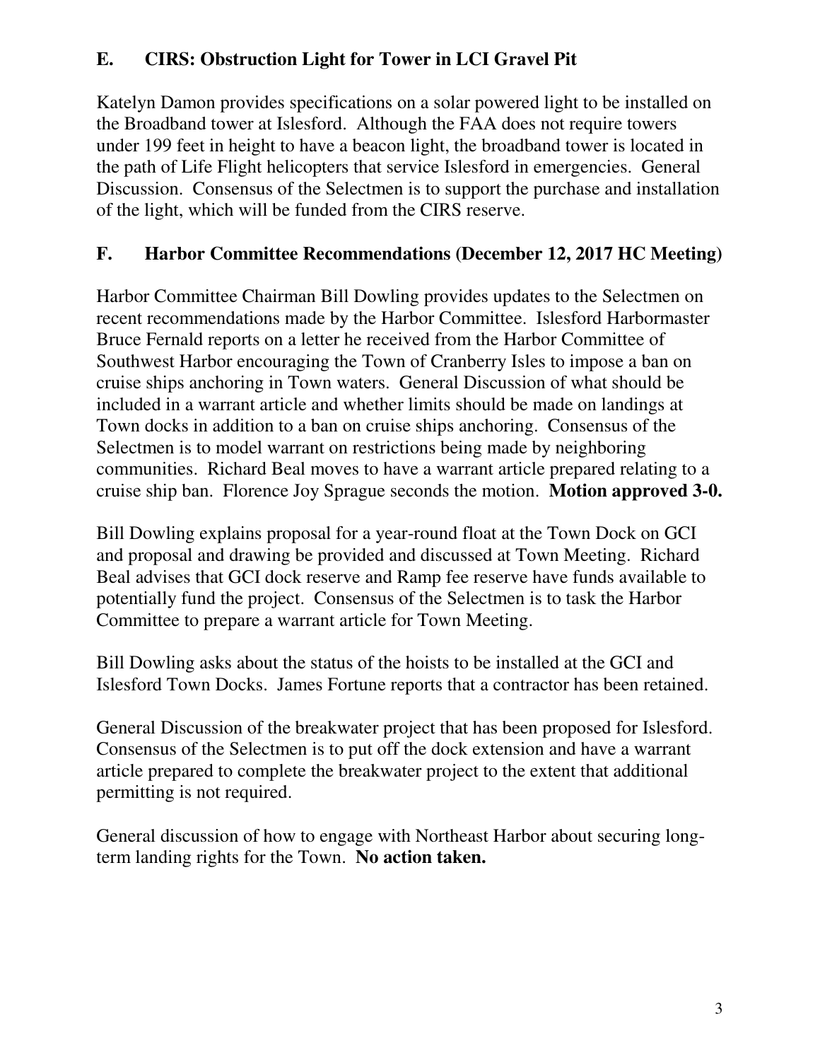### E. CIRS: Obstruction Light for Tower in LCI Gravel Pit

Katelyn Damon provides specifications on a solar powered light to be installed on the Broadband tower at Islesford. Although the FAA does not require towers under 199 feet in height to have a beacon light, the broadband tower is located in the path of Life Flight helicopters that service Islesford in emergencies. General Discussion. Consensus of the Selectmen is to support the purchase and installation of the light, which will be funded from the CIRS reserve.

### F. Harbor Committee Recommendations (December 12, 2017 HC Meeting)

Harbor Committee Chairman Bill Dowling provides updates to the Selectmen on recent recommendations made by the Harbor Committee. Islesford Harbormaster Bruce Fernald reports on a letter he received from the Harbor Committee of Southwest Harbor encouraging the Town of Cranberry Isles to impose a ban on cruise ships anchoring in Town waters. General Discussion of what should be included in a warrant article and whether limits should be made on landings at Town docks in addition to a ban on cruise ships anchoring. Consensus of the Selectmen is to model warrant on restrictions being made by neighboring communities. Richard Beal moves to have a warrant article prepared relating to a cruise ship ban. Florence Joy Sprague seconds the motion. **Motion approved 3-0.**

Bill Dowling explains proposal for a year-round float at the Town Dock on GCI and proposal and drawing be provided and discussed at Town Meeting. Richard Beal advises that GCI dock reserve and Ramp fee reserve have funds available to potentially fund the project. Consensus of the Selectmen is to task the Harbor Committee to prepare a warrant article for Town Meeting.

Bill Dowling asks about the status of the hoists to be installed at the GCI and Islesford Town Docks. James Fortune reports that a contractor has been retained.

General Discussion of the breakwater project that has been proposed for Islesford. Consensus of the Selectmen is to put off the dock extension and have a warrant article prepared to complete the breakwater project to the extent that additional permitting is not required.

General discussion of how to engage with Northeast Harbor about securing long-term landing rights for the Town. **No action taken.**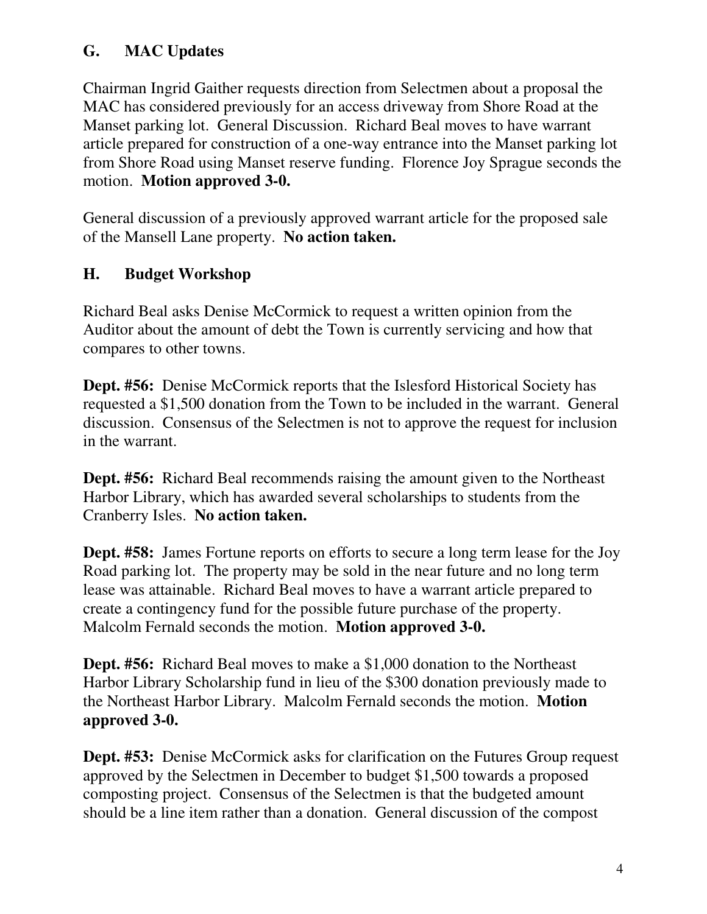## G. MAC Updates

Chairman Ingrid Gaither requests direction from Selectmen about a proposal the MAC has considered previously for an access driveway from Shore Road at the Manset parking lot. General Discussion. Richard Beal moves to have warrant article prepared for construction of a one-way entrance into the Manset parking lot from Shore Road using Manset reserve funding. Florence Joy Sprague seconds the motion. **Motion approved 3-0.**

General discussion of a previously approved warrant article for the proposed sale of the Mansell Lane property. **No action taken.**

## H. Budget Workshop

Richard Beal asks Denise McCormick to request a written opinion from the Auditor about the amount of debt the Town is currently servicing and how that compares to other towns.

**Dept. #56:** Denise McCormick reports that the Islesford Historical Society has requested a $1,500 donation from the Town to be included in the warrant. General discussion. Consensus of the Selectmen is not to approve the request for inclusion in the warrant.

**Dept. #56:** Richard Beal recommends raising the amount given to the Northeast Harbor Library, which has awarded several scholarships to students from the Cranberry Isles. **No action taken.**

**Dept. #58:** James Fortune reports on efforts to secure a long term lease for the Joy Road parking lot. The property may be sold in the near future and no long term lease was attainable. Richard Beal moves to have a warrant article prepared to create a contingency fund for the possible future purchase of the property. Malcolm Fernald seconds the motion. **Motion approved 3-0.**

**Dept. #56:** Richard Beal moves to make a $1,000 donation to the Northeast Harbor Library Scholarship fund in lieu of the $300 donation previously made to the Northeast Harbor Library. Malcolm Fernald seconds the motion. **Motion approved 3-0.**

**Dept. #53:** Denise McCormick asks for clarification on the Futures Group request approved by the Selectmen in December to budget $1,500 towards a proposed composting project. Consensus of the Selectmen is that the budgeted amount should be a line item rather than a donation. General discussion of the compost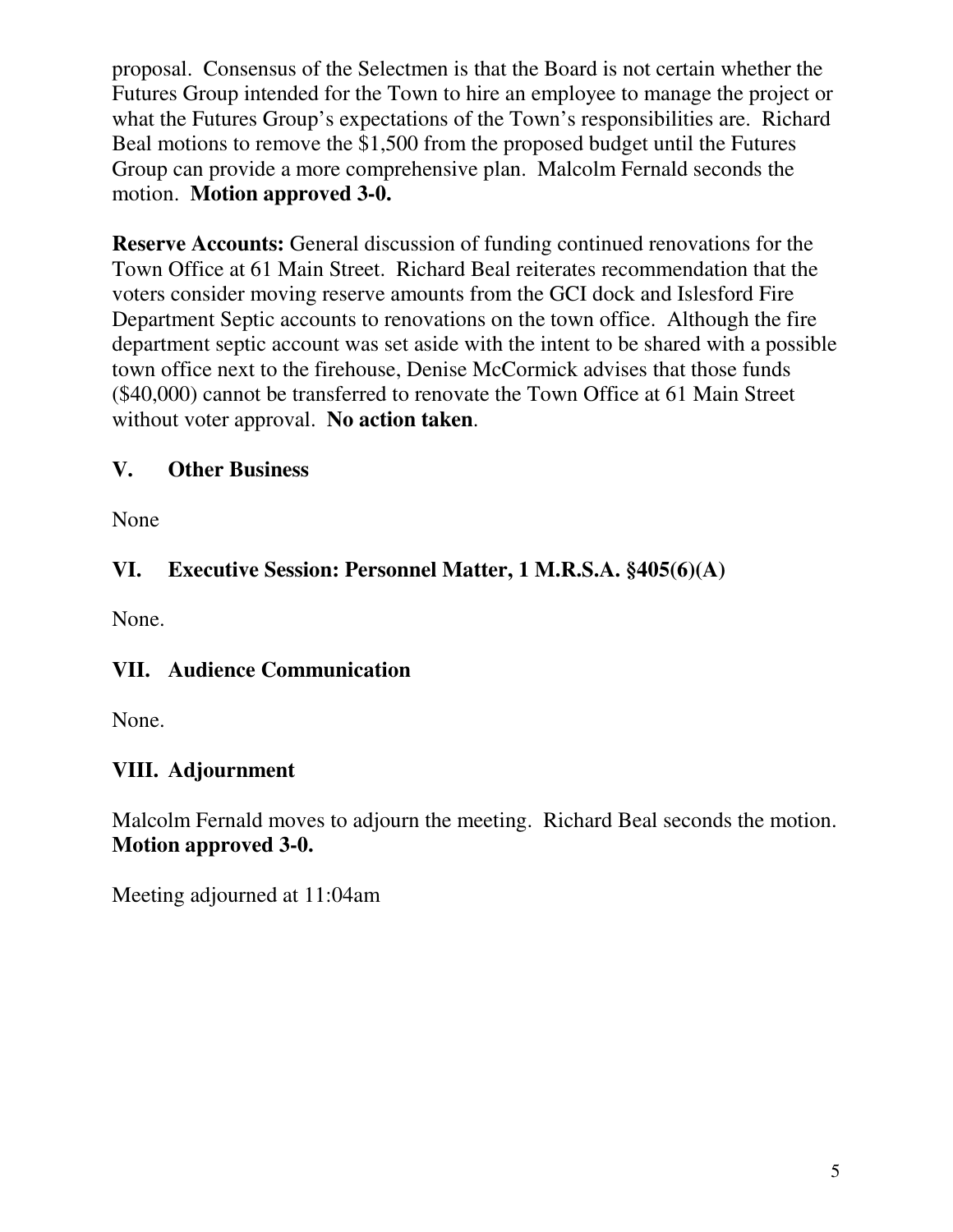proposal. Consensus of the Selectmen is that the Board is not certain whether the Futures Group intended for the Town to hire an employee to manage the project or what the Futures Group's expectations of the Town's responsibilities are. Richard Beal motions to remove the $1,500 from the proposed budget until the Futures Group can provide a more comprehensive plan. Malcolm Fernald seconds the motion. **Motion approved 3-0.**

**Reserve Accounts:** General discussion of funding continued renovations for the Town Office at 61 Main Street. Richard Beal reiterates recommendation that the voters consider moving reserve amounts from the GCI dock and Islesford Fire Department Septic accounts to renovations on the town office. Although the fire department septic account was set aside with the intent to be shared with a possible town office next to the firehouse, Denise McCormick advises that those funds ($40,000) cannot be transferred to renovate the Town Office at 61 Main Street without voter approval. **No action taken**.

## V. Other Business

None

## VI. Executive Session: Personnel Matter, 1 M.R.S.A. §405(6)(A)

None.

## VII. Audience Communication

None.

## VIII. Adjournment

Malcolm Fernald moves to adjourn the meeting. Richard Beal seconds the motion. **Motion approved 3-0.**

Meeting adjourned at 11:04am